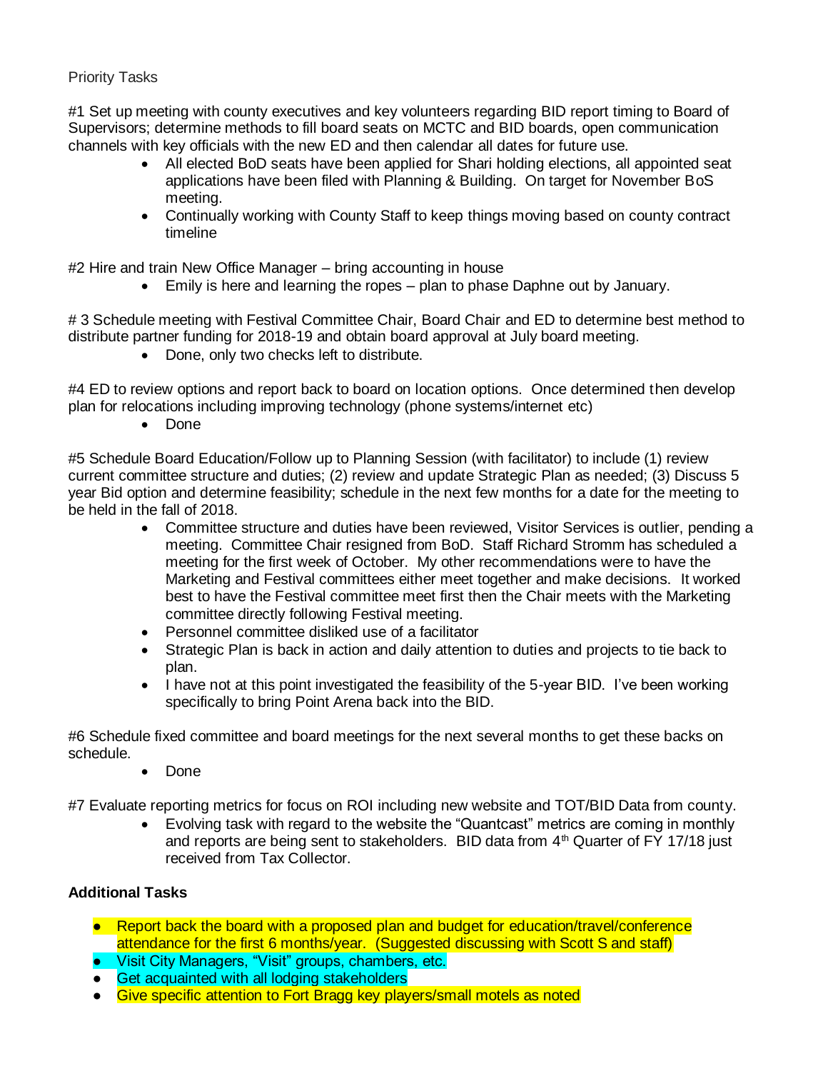Priority Tasks

#1 Set up meeting with county executives and key volunteers regarding BID report timing to Board of Supervisors; determine methods to fill board seats on MCTC and BID boards, open communication channels with key officials with the new ED and then calendar all dates for future use.

- All elected BoD seats have been applied for Shari holding elections, all appointed seat applications have been filed with Planning & Building. On target for November BoS meeting.
- Continually working with County Staff to keep things moving based on county contract timeline

#2 Hire and train New Office Manager – bring accounting in house

- Emily is here and learning the ropes – plan to phase Daphne out by January.

# 3 Schedule meeting with Festival Committee Chair, Board Chair and ED to determine best method to distribute partner funding for 2018-19 and obtain board approval at July board meeting.

- Done, only two checks left to distribute.

#4 ED to review options and report back to board on location options. Once determined then develop plan for relocations including improving technology (phone systems/internet etc)

- Done

#5 Schedule Board Education/Follow up to Planning Session (with facilitator) to include (1) review current committee structure and duties; (2) review and update Strategic Plan as needed; (3) Discuss 5 year Bid option and determine feasibility; schedule in the next few months for a date for the meeting to be held in the fall of 2018.

- Committee structure and duties have been reviewed, Visitor Services is outlier, pending a meeting. Committee Chair resigned from BoD. Staff Richard Stromm has scheduled a meeting for the first week of October. My other recommendations were to have the Marketing and Festival committees either meet together and make decisions. It worked best to have the Festival committee meet first then the Chair meets with the Marketing committee directly following Festival meeting.
- Personnel committee disliked use of a facilitator
- Strategic Plan is back in action and daily attention to duties and projects to tie back to plan.
- I have not at this point investigated the feasibility of the 5-year BID. I've been working specifically to bring Point Arena back into the BID.

#6 Schedule fixed committee and board meetings for the next several months to get these backs on schedule.

- Done

#7 Evaluate reporting metrics for focus on ROI including new website and TOT/BID Data from county.

- Evolving task with regard to the website the "Quantcast" metrics are coming in monthly and reports are being sent to stakeholders. BID data from 4th Quarter of FY 17/18 just received from Tax Collector.

**Additional Tasks**

- Report back the board with a proposed plan and budget for education/travel/conference attendance for the first 6 months/year. (Suggested discussing with Scott S and staff)
- Visit City Managers, "Visit" groups, chambers, etc.
- Get acquainted with all lodging stakeholders
- Give specific attention to Fort Bragg key players/small motels as noted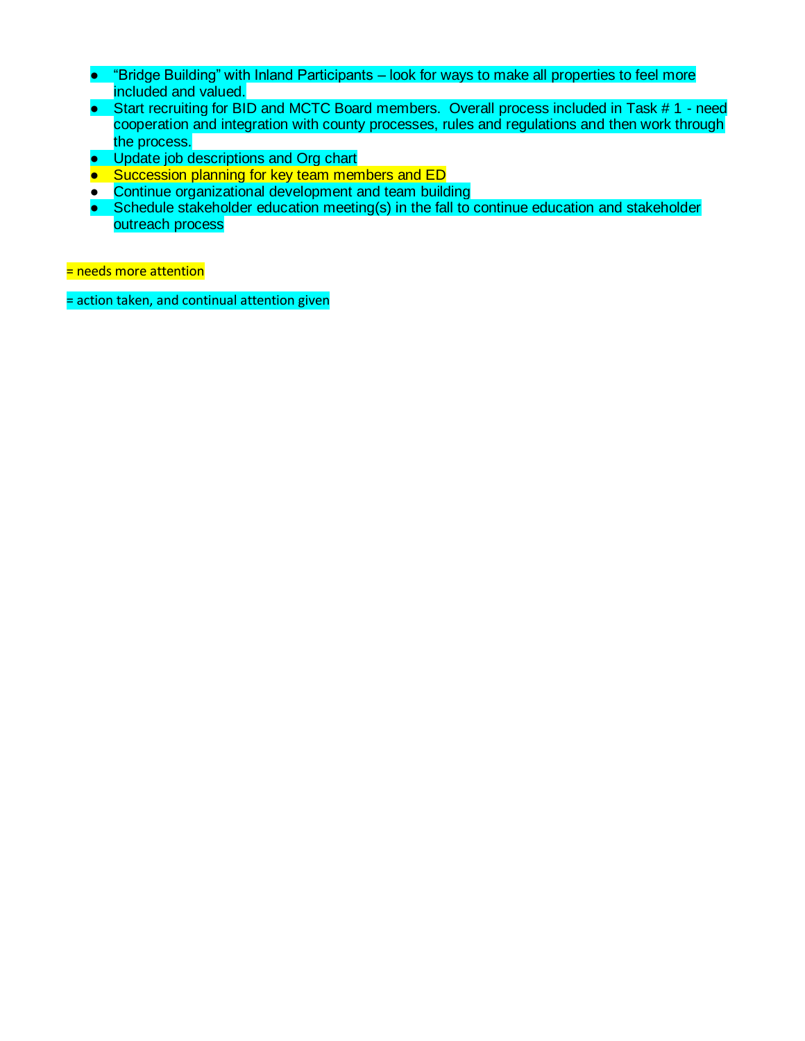- "Bridge Building" with Inland Participants – look for ways to make all properties to feel more included and valued.
- Start recruiting for BID and MCTC Board members.  Overall process included in Task # 1 - need cooperation and integration with county processes, rules and regulations and then work through the process.
- Update job descriptions and Org chart
- Succession planning for key team members and ED
- Continue organizational development and team building
- Schedule stakeholder education meeting(s) in the fall to continue education and stakeholder outreach process

= needs more attention

= action taken, and continual attention given